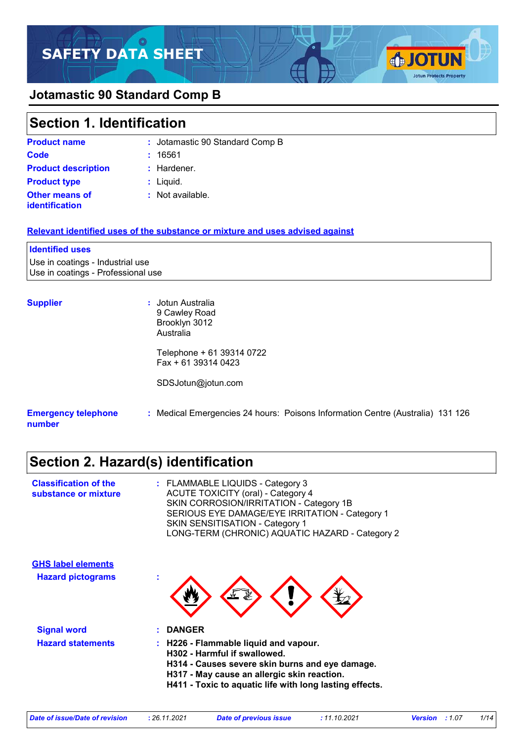# SAFETY DATA SHEET

## Jotamastic 90 Standard Comp B

## Section 1. Identification

| | | |
|---|---|---|
| **Product name** | : | Jotamastic 90 Standard Comp B |
| **Code** | : | 16561 |
| **Product description** | : | Hardener. |
| **Product type** | : | Liquid. |
| **Other means of identification** | : | Not available. |

**Relevant identified uses of the substance or mixture and uses advised against**

**Identified uses**

Use in coatings - Industrial use
Use in coatings - Professional use

**Supplier** : Jotun Australia
9 Cawley Road
Brooklyn 3012
Australia

Telephone + 61 39314 0722
Fax + 61 39314 0423

SDSJotun@jotun.com

**Emergency telephone number** : Medical Emergencies 24 hours: Poisons Information Centre (Australia) 131 126

## Section 2. Hazard(s) identification

**Classification of the substance or mixture** : FLAMMABLE LIQUIDS - Category 3
ACUTE TOXICITY (oral) - Category 4
SKIN CORROSION/IRRITATION - Category 1B
SERIOUS EYE DAMAGE/EYE IRRITATION - Category 1
SKIN SENSITISATION - Category 1
LONG-TERM (CHRONIC) AQUATIC HAZARD - Category 2

**GHS label elements**

**Hazard pictograms** :

**Signal word** : **DANGER**

**Hazard statements** :
**H226 - Flammable liquid and vapour.**
**H302 - Harmful if swallowed.**
**H314 - Causes severe skin burns and eye damage.**
**H317 - May cause an allergic skin reaction.**
**H411 - Toxic to aquatic life with long lasting effects.**

| Date of issue/Date of revision | : 26.11.2021 | Date of previous issue | : 11.10.2021 | Version | : 1.07 |
|---|---|---|---|---|---|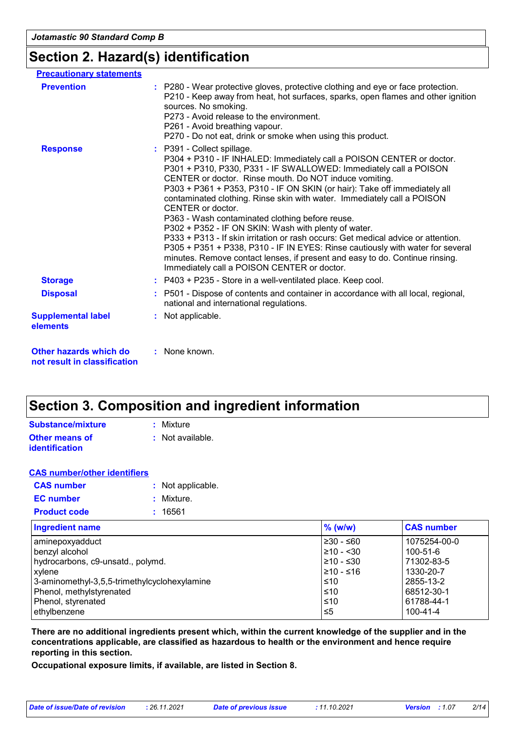## Section 2. Hazard(s) identification

**Precautionary statements**

**Prevention** : P280 - Wear protective gloves, protective clothing and eye or face protection.
P210 - Keep away from heat, hot surfaces, sparks, open flames and other ignition sources. No smoking.
P273 - Avoid release to the environment.
P261 - Avoid breathing vapour.
P270 - Do not eat, drink or smoke when using this product.

**Response** : P391 - Collect spillage.
P304 + P310 - IF INHALED: Immediately call a POISON CENTER or doctor.
P301 + P310, P330, P331 - IF SWALLOWED: Immediately call a POISON CENTER or doctor. Rinse mouth. Do NOT induce vomiting.
P303 + P361 + P353, P310 - IF ON SKIN (or hair): Take off immediately all contaminated clothing. Rinse skin with water. Immediately call a POISON CENTER or doctor.
P363 - Wash contaminated clothing before reuse.
P302 + P352 - IF ON SKIN: Wash with plenty of water.
P333 + P313 - If skin irritation or rash occurs: Get medical advice or attention.
P305 + P351 + P338, P310 - IF IN EYES: Rinse cautiously with water for several minutes. Remove contact lenses, if present and easy to do. Continue rinsing. Immediately call a POISON CENTER or doctor.

**Storage** : P403 + P235 - Store in a well-ventilated place. Keep cool.

**Disposal** : P501 - Dispose of contents and container in accordance with all local, regional, national and international regulations.

**Supplemental label elements** : Not applicable.

**Other hazards which do not result in classification** : None known.

## Section 3. Composition and ingredient information

**Substance/mixture** : Mixture

**Other means of identification** : Not available.

**CAS number/other identifiers**

**CAS number** : Not applicable.

**EC number** : Mixture.

**Product code** : 16561

| Ingredient name | % (w/w) | CAS number |
|---|---|---|
| aminepoxyadduct | ≥30 - ≤60 | 1075254-00-0 |
| benzyl alcohol | ≥10 - <30 | 100-51-6 |
| hydrocarbons, c9-unsatd., polymd. | ≥10 - ≤30 | 71302-83-5 |
| xylene | ≥10 - ≤16 | 1330-20-7 |
| 3-aminomethyl-3,5,5-trimethylcyclohexylamine | ≤10 | 2855-13-2 |
| Phenol, methylstyrenated | ≤10 | 68512-30-1 |
| Phenol, styrenated | ≤10 | 61788-44-1 |
| ethylbenzene | ≤5 | 100-41-4 |

**There are no additional ingredients present which, within the current knowledge of the supplier and in the concentrations applicable, are classified as hazardous to health or the environment and hence require reporting in this section.**

**Occupational exposure limits, if available, are listed in Section 8.**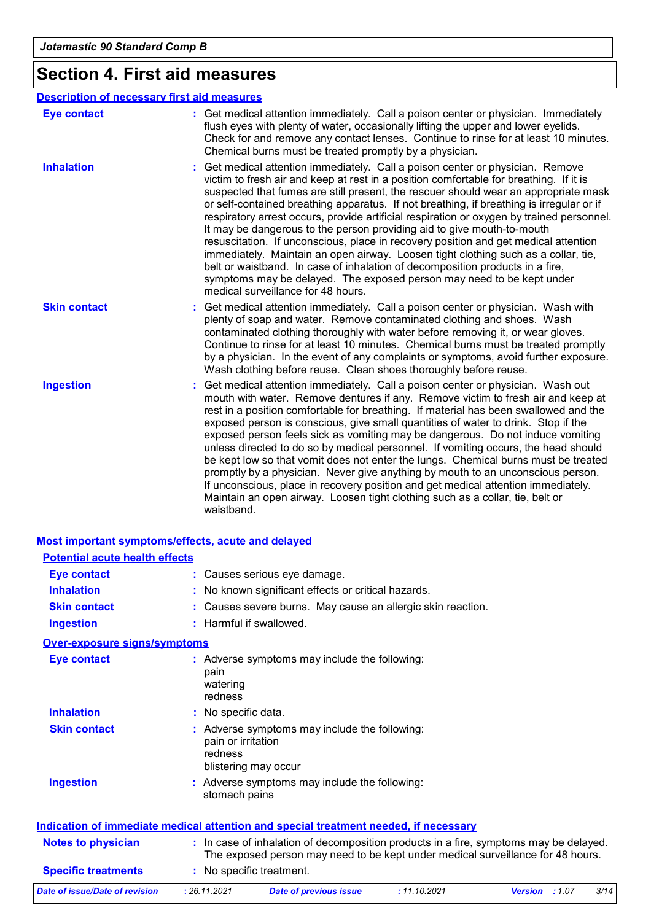# Section 4. First aid measures

## Description of necessary first aid measures

| | |
|---|---|
| **Eye contact** | : Get medical attention immediately. Call a poison center or physician. Immediately flush eyes with plenty of water, occasionally lifting the upper and lower eyelids. Check for and remove any contact lenses. Continue to rinse for at least 10 minutes. Chemical burns must be treated promptly by a physician. |
| **Inhalation** | : Get medical attention immediately. Call a poison center or physician. Remove victim to fresh air and keep at rest in a position comfortable for breathing. If it is suspected that fumes are still present, the rescuer should wear an appropriate mask or self-contained breathing apparatus. If not breathing, if breathing is irregular or if respiratory arrest occurs, provide artificial respiration or oxygen by trained personnel. It may be dangerous to the person providing aid to give mouth-to-mouth resuscitation. If unconscious, place in recovery position and get medical attention immediately. Maintain an open airway. Loosen tight clothing such as a collar, tie, belt or waistband. In case of inhalation of decomposition products in a fire, symptoms may be delayed. The exposed person may need to be kept under medical surveillance for 48 hours. |
| **Skin contact** | : Get medical attention immediately. Call a poison center or physician. Wash with plenty of soap and water. Remove contaminated clothing and shoes. Wash contaminated clothing thoroughly with water before removing it, or wear gloves. Continue to rinse for at least 10 minutes. Chemical burns must be treated promptly by a physician. In the event of any complaints or symptoms, avoid further exposure. Wash clothing before reuse. Clean shoes thoroughly before reuse. |
| **Ingestion** | : Get medical attention immediately. Call a poison center or physician. Wash out mouth with water. Remove dentures if any. Remove victim to fresh air and keep at rest in a position comfortable for breathing. If material has been swallowed and the exposed person is conscious, give small quantities of water to drink. Stop if the exposed person feels sick as vomiting may be dangerous. Do not induce vomiting unless directed to do so by medical personnel. If vomiting occurs, the head should be kept low so that vomit does not enter the lungs. Chemical burns must be treated promptly by a physician. Never give anything by mouth to an unconscious person. If unconscious, place in recovery position and get medical attention immediately. Maintain an open airway. Loosen tight clothing such as a collar, tie, belt or waistband. |

## Most important symptoms/effects, acute and delayed

### Potential acute health effects

| | |
|---|---|
| **Eye contact** | : Causes serious eye damage. |
| **Inhalation** | : No known significant effects or critical hazards. |
| **Skin contact** | : Causes severe burns. May cause an allergic skin reaction. |
| **Ingestion** | : Harmful if swallowed. |

### Over-exposure signs/symptoms

| | |
|---|---|
| **Eye contact** | : Adverse symptoms may include the following:<br>pain<br>watering<br>redness |
| **Inhalation** | : No specific data. |
| **Skin contact** | : Adverse symptoms may include the following:<br>pain or irritation<br>redness<br>blistering may occur |
| **Ingestion** | : Adverse symptoms may include the following:<br>stomach pains |

## Indication of immediate medical attention and special treatment needed, if necessary

| | |
|---|---|
| **Notes to physician** | : In case of inhalation of decomposition products in a fire, symptoms may be delayed. The exposed person may need to be kept under medical surveillance for 48 hours. |
| **Specific treatments** | : No specific treatment. |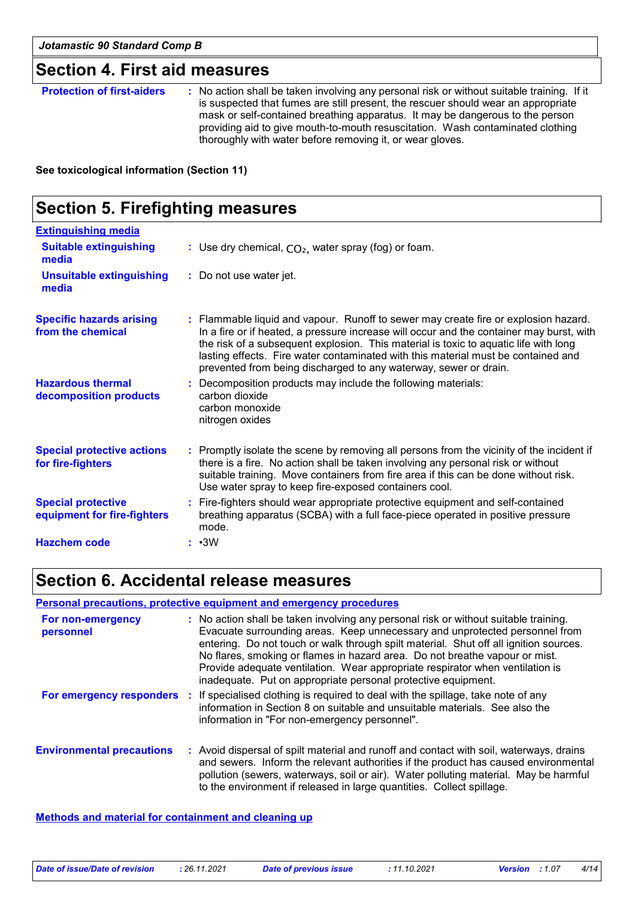## Section 4. First aid measures

**Protection of first-aiders** : No action shall be taken involving any personal risk or without suitable training. If it is suspected that fumes are still present, the rescuer should wear an appropriate mask or self-contained breathing apparatus. It may be dangerous to the person providing aid to give mouth-to-mouth resuscitation. Wash contaminated clothing thoroughly with water before removing it, or wear gloves.

**See toxicological information (Section 11)**

## Section 5. Firefighting measures

**Extinguishing media**

**Suitable extinguishing media** : Use dry chemical, $CO_2$, water spray (fog) or foam.

**Unsuitable extinguishing media** : Do not use water jet.

**Specific hazards arising from the chemical** : Flammable liquid and vapour. Runoff to sewer may create fire or explosion hazard. In a fire or if heated, a pressure increase will occur and the container may burst, with the risk of a subsequent explosion. This material is toxic to aquatic life with long lasting effects. Fire water contaminated with this material must be contained and prevented from being discharged to any waterway, sewer or drain.

**Hazardous thermal decomposition products** : Decomposition products may include the following materials:
carbon dioxide
carbon monoxide
nitrogen oxides

**Special protective actions for fire-fighters** : Promptly isolate the scene by removing all persons from the vicinity of the incident if there is a fire. No action shall be taken involving any personal risk or without suitable training. Move containers from fire area if this can be done without risk. Use water spray to keep fire-exposed containers cool.

**Special protective equipment for fire-fighters** : Fire-fighters should wear appropriate protective equipment and self-contained breathing apparatus (SCBA) with a full face-piece operated in positive pressure mode.

**Hazchem code** : •3W

## Section 6. Accidental release measures

**Personal precautions, protective equipment and emergency procedures**

**For non-emergency personnel** : No action shall be taken involving any personal risk or without suitable training. Evacuate surrounding areas. Keep unnecessary and unprotected personnel from entering. Do not touch or walk through spilt material. Shut off all ignition sources. No flares, smoking or flames in hazard area. Do not breathe vapour or mist. Provide adequate ventilation. Wear appropriate respirator when ventilation is inadequate. Put on appropriate personal protective equipment.

**For emergency responders** : If specialised clothing is required to deal with the spillage, take note of any information in Section 8 on suitable and unsuitable materials. See also the information in "For non-emergency personnel".

**Environmental precautions** : Avoid dispersal of spilt material and runoff and contact with soil, waterways, drains and sewers. Inform the relevant authorities if the product has caused environmental pollution (sewers, waterways, soil or air). Water polluting material. May be harmful to the environment if released in large quantities. Collect spillage.

**Methods and material for containment and cleaning up**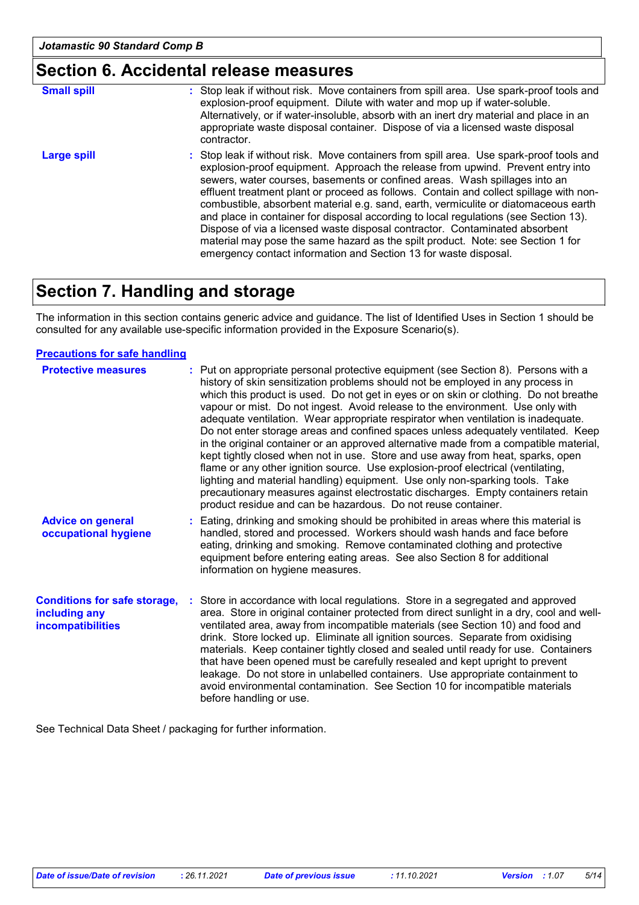## Section 6. Accidental release measures

| | |
|---|---|
| **Small spill** | : Stop leak if without risk. Move containers from spill area. Use spark-proof tools and explosion-proof equipment. Dilute with water and mop up if water-soluble. Alternatively, or if water-insoluble, absorb with an inert dry material and place in an appropriate waste disposal container. Dispose of via a licensed waste disposal contractor. |
| **Large spill** | : Stop leak if without risk. Move containers from spill area. Use spark-proof tools and explosion-proof equipment. Approach the release from upwind. Prevent entry into sewers, water courses, basements or confined areas. Wash spillages into an effluent treatment plant or proceed as follows. Contain and collect spillage with non-combustible, absorbent material e.g. sand, earth, vermiculite or diatomaceous earth and place in container for disposal according to local regulations (see Section 13). Dispose of via a licensed waste disposal contractor. Contaminated absorbent material may pose the same hazard as the spilt product. Note: see Section 1 for emergency contact information and Section 13 for waste disposal. |

## Section 7. Handling and storage

The information in this section contains generic advice and guidance. The list of Identified Uses in Section 1 should be consulted for any available use-specific information provided in the Exposure Scenario(s).

### Precautions for safe handling

| | |
|---|---|
| **Protective measures** | : Put on appropriate personal protective equipment (see Section 8). Persons with a history of skin sensitization problems should not be employed in any process in which this product is used. Do not get in eyes or on skin or clothing. Do not breathe vapour or mist. Do not ingest. Avoid release to the environment. Use only with adequate ventilation. Wear appropriate respirator when ventilation is inadequate. Do not enter storage areas and confined spaces unless adequately ventilated. Keep in the original container or an approved alternative made from a compatible material, kept tightly closed when not in use. Store and use away from heat, sparks, open flame or any other ignition source. Use explosion-proof electrical (ventilating, lighting and material handling) equipment. Use only non-sparking tools. Take precautionary measures against electrostatic discharges. Empty containers retain product residue and can be hazardous. Do not reuse container. |
| **Advice on general occupational hygiene** | : Eating, drinking and smoking should be prohibited in areas where this material is handled, stored and processed. Workers should wash hands and face before eating, drinking and smoking. Remove contaminated clothing and protective equipment before entering eating areas. See also Section 8 for additional information on hygiene measures. |
| **Conditions for safe storage, including any incompatibilities** | : Store in accordance with local regulations. Store in a segregated and approved area. Store in original container protected from direct sunlight in a dry, cool and well-ventilated area, away from incompatible materials (see Section 10) and food and drink. Store locked up. Eliminate all ignition sources. Separate from oxidising materials. Keep container tightly closed and sealed until ready for use. Containers that have been opened must be carefully resealed and kept upright to prevent leakage. Do not store in unlabelled containers. Use appropriate containment to avoid environmental contamination. See Section 10 for incompatible materials before handling or use. |

See Technical Data Sheet / packaging for further information.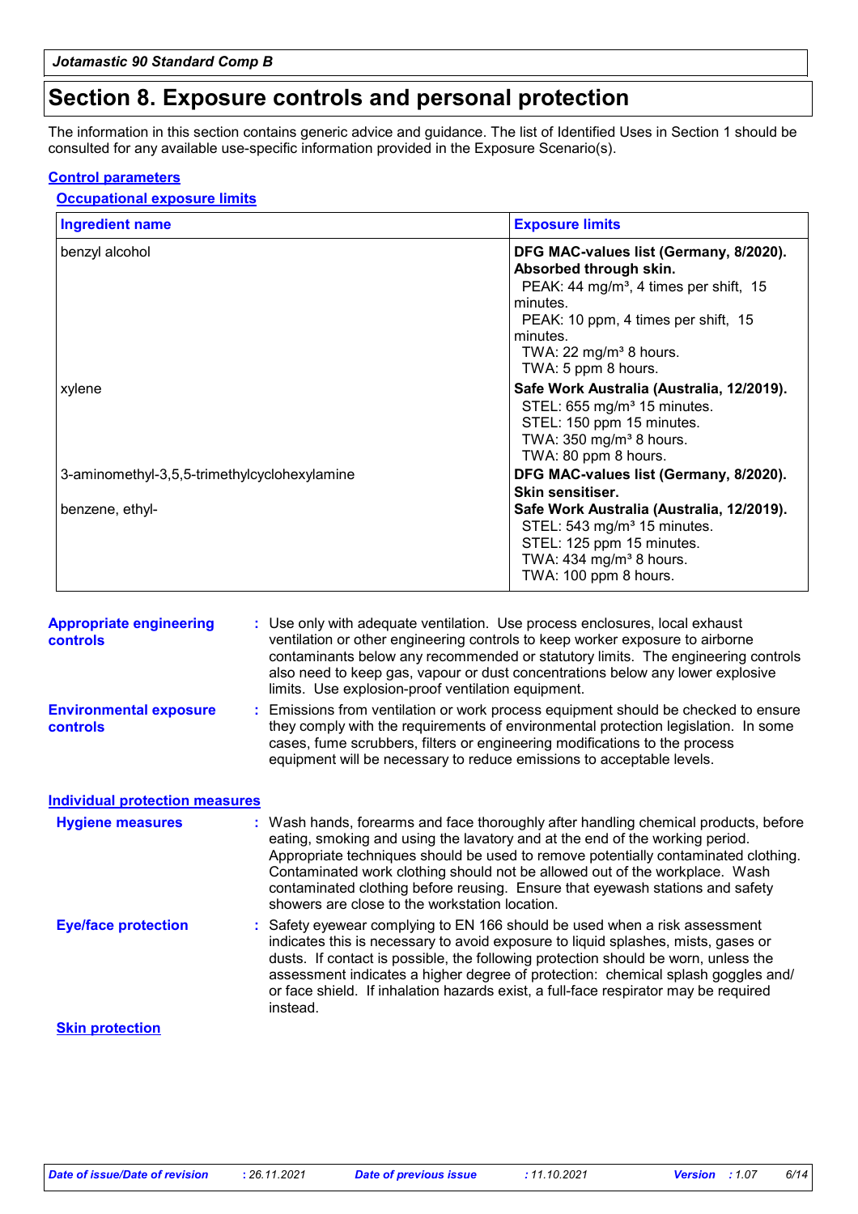# Section 8. Exposure controls and personal protection

The information in this section contains generic advice and guidance. The list of Identified Uses in Section 1 should be consulted for any available use-specific information provided in the Exposure Scenario(s).

## Control parameters

### Occupational exposure limits

| Ingredient name | Exposure limits |
| --- | --- |
| benzyl alcohol | **DFG MAC-values list (Germany, 8/2020). Absorbed through skin.**<br>PEAK: 44 mg/m³, 4 times per shift, 15 minutes.<br>PEAK: 10 ppm, 4 times per shift, 15 minutes.<br>TWA: 22 mg/m³ 8 hours.<br>TWA: 5 ppm 8 hours. |
| xylene | **Safe Work Australia (Australia, 12/2019).**<br>STEL: 655 mg/m³ 15 minutes.<br>STEL: 150 ppm 15 minutes.<br>TWA: 350 mg/m³ 8 hours.<br>TWA: 80 ppm 8 hours. |
| 3-aminomethyl-3,5,5-trimethylcyclohexylamine | **DFG MAC-values list (Germany, 8/2020). Skin sensitiser.** |
| benzene, ethyl- | **Safe Work Australia (Australia, 12/2019).**<br>STEL: 543 mg/m³ 15 minutes.<br>STEL: 125 ppm 15 minutes.<br>TWA: 434 mg/m³ 8 hours.<br>TWA: 100 ppm 8 hours. |

**Appropriate engineering controls** : Use only with adequate ventilation. Use process enclosures, local exhaust ventilation or other engineering controls to keep worker exposure to airborne contaminants below any recommended or statutory limits. The engineering controls also need to keep gas, vapour or dust concentrations below any lower explosive limits. Use explosion-proof ventilation equipment.

**Environmental exposure controls** : Emissions from ventilation or work process equipment should be checked to ensure they comply with the requirements of environmental protection legislation. In some cases, fume scrubbers, filters or engineering modifications to the process equipment will be necessary to reduce emissions to acceptable levels.

## Individual protection measures

**Hygiene measures** : Wash hands, forearms and face thoroughly after handling chemical products, before eating, smoking and using the lavatory and at the end of the working period. Appropriate techniques should be used to remove potentially contaminated clothing. Contaminated work clothing should not be allowed out of the workplace. Wash contaminated clothing before reusing. Ensure that eyewash stations and safety showers are close to the workstation location.

**Eye/face protection** : Safety eyewear complying to EN 166 should be used when a risk assessment indicates this is necessary to avoid exposure to liquid splashes, mists, gases or dusts. If contact is possible, the following protection should be worn, unless the assessment indicates a higher degree of protection: chemical splash goggles and/ or face shield. If inhalation hazards exist, a full-face respirator may be required instead.

### Skin protection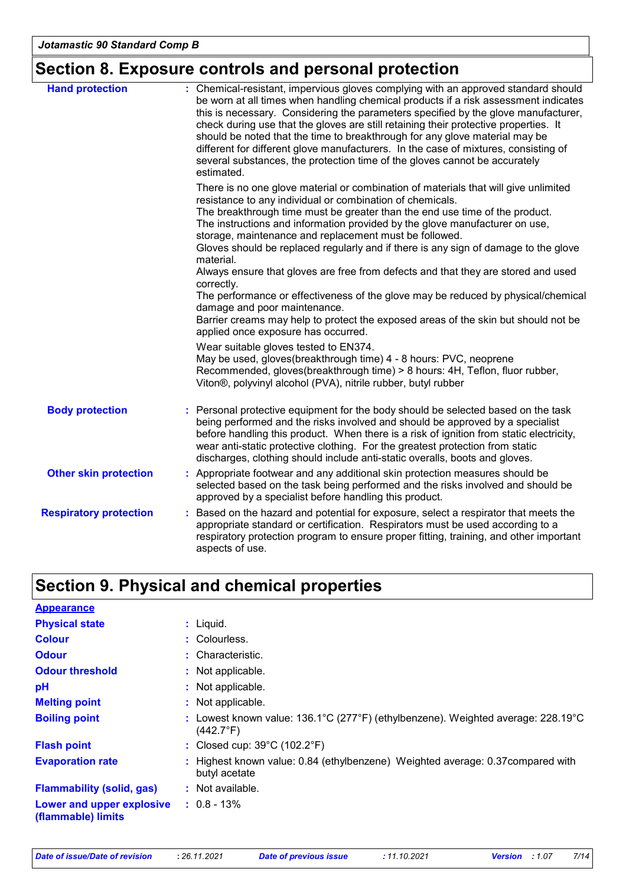## Section 8. Exposure controls and personal protection

**Hand protection** : Chemical-resistant, impervious gloves complying with an approved standard should be worn at all times when handling chemical products if a risk assessment indicates this is necessary. Considering the parameters specified by the glove manufacturer, check during use that the gloves are still retaining their protective properties. It should be noted that the time to breakthrough for any glove material may be different for different glove manufacturers. In the case of mixtures, consisting of several substances, the protection time of the gloves cannot be accurately estimated.

There is no one glove material or combination of materials that will give unlimited resistance to any individual or combination of chemicals.
The breakthrough time must be greater than the end use time of the product.
The instructions and information provided by the glove manufacturer on use, storage, maintenance and replacement must be followed.
Gloves should be replaced regularly and if there is any sign of damage to the glove material.
Always ensure that gloves are free from defects and that they are stored and used correctly.
The performance or effectiveness of the glove may be reduced by physical/chemical damage and poor maintenance.
Barrier creams may help to protect the exposed areas of the skin but should not be applied once exposure has occurred.

Wear suitable gloves tested to EN374.
May be used, gloves(breakthrough time) 4 - 8 hours: PVC, neoprene
Recommended, gloves(breakthrough time) > 8 hours: 4H, Teflon, fluor rubber, Viton®, polyvinyl alcohol (PVA), nitrile rubber, butyl rubber

**Body protection** : Personal protective equipment for the body should be selected based on the task being performed and the risks involved and should be approved by a specialist before handling this product. When there is a risk of ignition from static electricity, wear anti-static protective clothing. For the greatest protection from static discharges, clothing should include anti-static overalls, boots and gloves.

**Other skin protection** : Appropriate footwear and any additional skin protection measures should be selected based on the task being performed and the risks involved and should be approved by a specialist before handling this product.

**Respiratory protection** : Based on the hazard and potential for exposure, select a respirator that meets the appropriate standard or certification. Respirators must be used according to a respiratory protection program to ensure proper fitting, training, and other important aspects of use.

## Section 9. Physical and chemical properties

**Appearance**

**Physical state** : Liquid.

**Colour** : Colourless.

**Odour** : Characteristic.

**Odour threshold** : Not applicable.

**pH** : Not applicable.

**Melting point** : Not applicable.

**Boiling point** : Lowest known value: 136.1°C (277°F) (ethylbenzene). Weighted average: 228.19°C (442.7°F)

**Flash point** : Closed cup: 39°C (102.2°F)

**Evaporation rate** : Highest known value: 0.84 (ethylbenzene) Weighted average: 0.37compared with butyl acetate

**Flammability (solid, gas)** : Not available.

**Lower and upper explosive (flammable) limits** : 0.8 - 13%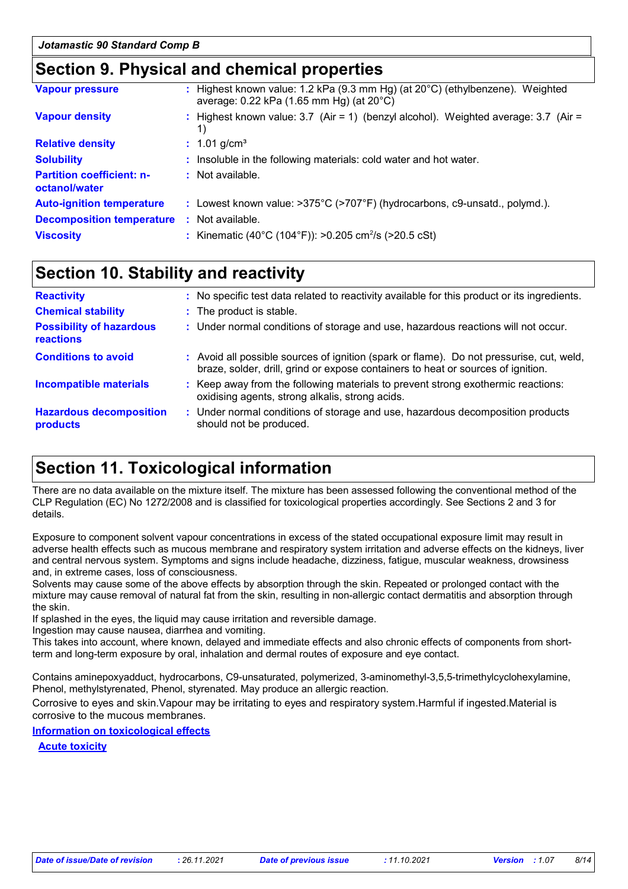## Section 9. Physical and chemical properties

| | |
|---|---|
| **Vapour pressure** | : Highest known value: 1.2 kPa (9.3 mm Hg) (at 20°C) (ethylbenzene). Weighted average: 0.22 kPa (1.65 mm Hg) (at 20°C) |
| **Vapour density** | : Highest known value: 3.7 (Air = 1) (benzyl alcohol). Weighted average: 3.7 (Air = 1) |
| **Relative density** | : 1.01 g/cm³ |
| **Solubility** | : Insoluble in the following materials: cold water and hot water. |
| **Partition coefficient: n-octanol/water** | : Not available. |
| **Auto-ignition temperature** | : Lowest known value: >375°C (>707°F) (hydrocarbons, c9-unsatd., polymd.). |
| **Decomposition temperature** | : Not available. |
| **Viscosity** | : Kinematic (40°C (104°F)): >0.205 $cm^2/s$ (>20.5 cSt) |

## Section 10. Stability and reactivity

| | |
|---|---|
| **Reactivity** | : No specific test data related to reactivity available for this product or its ingredients. |
| **Chemical stability** | : The product is stable. |
| **Possibility of hazardous reactions** | : Under normal conditions of storage and use, hazardous reactions will not occur. |
| **Conditions to avoid** | : Avoid all possible sources of ignition (spark or flame). Do not pressurise, cut, weld, braze, solder, drill, grind or expose containers to heat or sources of ignition. |
| **Incompatible materials** | : Keep away from the following materials to prevent strong exothermic reactions: oxidising agents, strong alkalis, strong acids. |
| **Hazardous decomposition products** | : Under normal conditions of storage and use, hazardous decomposition products should not be produced. |

## Section 11. Toxicological information

There are no data available on the mixture itself. The mixture has been assessed following the conventional method of the CLP Regulation (EC) No 1272/2008 and is classified for toxicological properties accordingly. See Sections 2 and 3 for details.

Exposure to component solvent vapour concentrations in excess of the stated occupational exposure limit may result in adverse health effects such as mucous membrane and respiratory system irritation and adverse effects on the kidneys, liver and central nervous system. Symptoms and signs include headache, dizziness, fatigue, muscular weakness, drowsiness and, in extreme cases, loss of consciousness.
Solvents may cause some of the above effects by absorption through the skin. Repeated or prolonged contact with the mixture may cause removal of natural fat from the skin, resulting in non-allergic contact dermatitis and absorption through the skin.
If splashed in the eyes, the liquid may cause irritation and reversible damage.
Ingestion may cause nausea, diarrhea and vomiting.
This takes into account, where known, delayed and immediate effects and also chronic effects of components from short-term and long-term exposure by oral, inhalation and dermal routes of exposure and eye contact.

Contains aminepoxyadduct, hydrocarbons, C9-unsaturated, polymerized, 3-aminomethyl-3,5,5-trimethylcyclohexylamine, Phenol, methylstyrenated, Phenol, styrenated. May produce an allergic reaction.
Corrosive to eyes and skin.Vapour may be irritating to eyes and respiratory system.Harmful if ingested.Material is corrosive to the mucous membranes.

**Information on toxicological effects**

**Acute toxicity**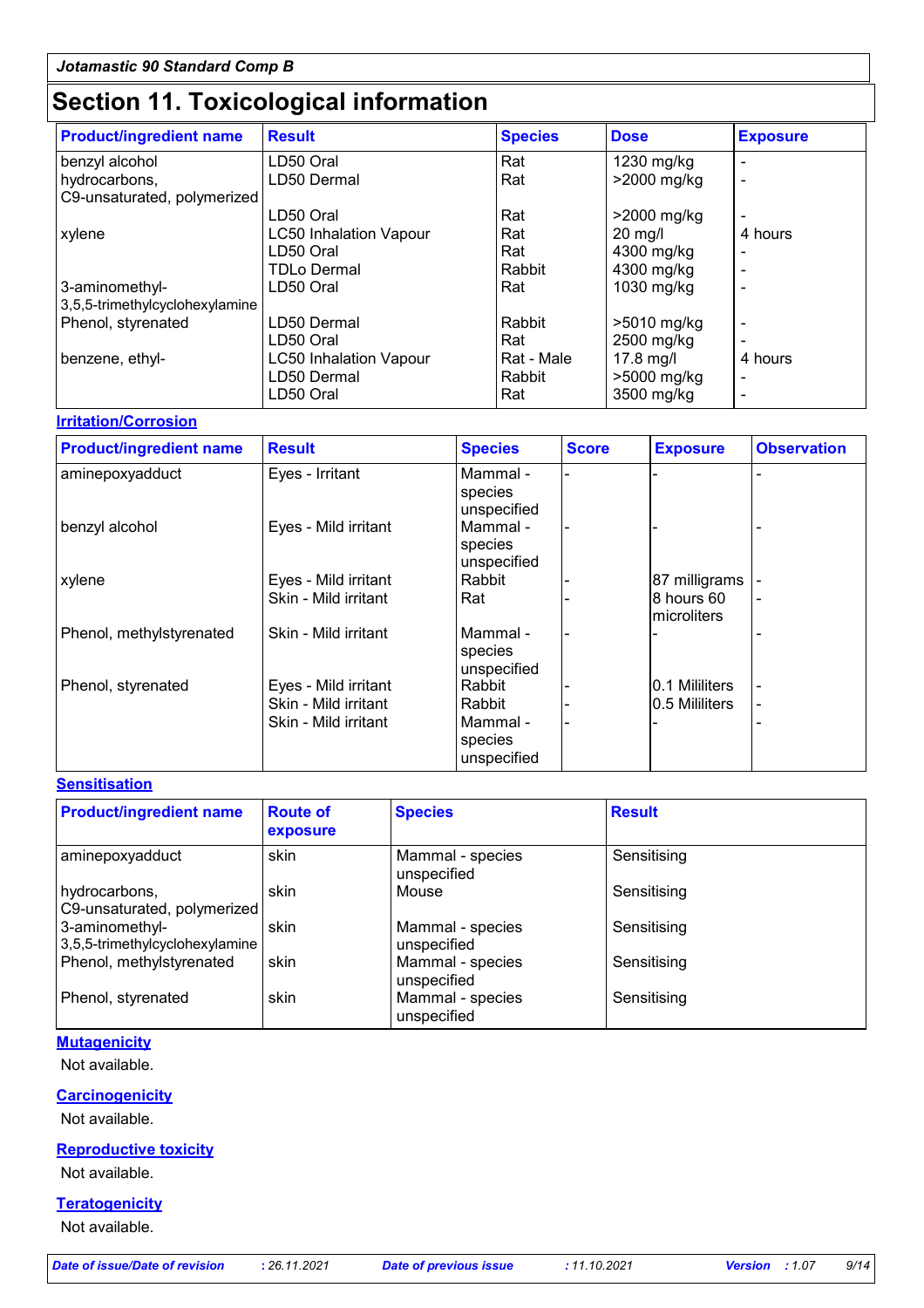## Section 11. Toxicological information

| Product/ingredient name | Result | Species | Dose | Exposure |
|---|---|---|---|---|
| benzyl alcohol | LD50 Oral | Rat | 1230 mg/kg | - |
| hydrocarbons, C9-unsaturated, polymerized | LD50 Dermal | Rat | >2000 mg/kg | - |
| | LD50 Oral | Rat | >2000 mg/kg | - |
| xylene | LC50 Inhalation Vapour | Rat | 20 mg/l | 4 hours |
| | LD50 Oral | Rat | 4300 mg/kg | - |
| | TDLo Dermal | Rabbit | 4300 mg/kg | - |
| 3-aminomethyl-3,5,5-trimethylcyclohexylamine | LD50 Oral | Rat | 1030 mg/kg | - |
| Phenol, styrenated | LD50 Dermal | Rabbit | >5010 mg/kg | - |
| | LD50 Oral | Rat | 2500 mg/kg | - |
| benzene, ethyl- | LC50 Inhalation Vapour | Rat - Male | 17.8 mg/l | 4 hours |
| | LD50 Dermal | Rabbit | >5000 mg/kg | - |
| | LD50 Oral | Rat | 3500 mg/kg | - |

### Irritation/Corrosion

| Product/ingredient name | Result | Species | Score | Exposure | Observation |
|---|---|---|---|---|---|
| aminepoxyadduct | Eyes - Irritant | Mammal - species unspecified | - | - | - |
| benzyl alcohol | Eyes - Mild irritant | Mammal - species unspecified | - | - | - |
| xylene | Eyes - Mild irritant | Rabbit | - | 87 milligrams | - |
| | Skin - Mild irritant | Rat | - | 8 hours 60 microliters | - |
| Phenol, methylstyrenated | Skin - Mild irritant | Mammal - species unspecified | - | - | - |
| Phenol, styrenated | Eyes - Mild irritant | Rabbit | - | 0.1 Mililiters | - |
| | Skin - Mild irritant | Rabbit | - | 0.5 Mililiters | - |
| | Skin - Mild irritant | Mammal - species unspecified | - | - | - |

### Sensitisation

| Product/ingredient name | Route of exposure | Species | Result |
|---|---|---|---|
| aminepoxyadduct | skin | Mammal - species unspecified | Sensitising |
| hydrocarbons, C9-unsaturated, polymerized | skin | Mouse | Sensitising |
| 3-aminomethyl-3,5,5-trimethylcyclohexylamine | skin | Mammal - species unspecified | Sensitising |
| Phenol, methylstyrenated | skin | Mammal - species unspecified | Sensitising |
| Phenol, styrenated | skin | Mammal - species unspecified | Sensitising |

### Mutagenicity

Not available.

### Carcinogenicity

Not available.

### Reproductive toxicity

Not available.

### Teratogenicity

Not available.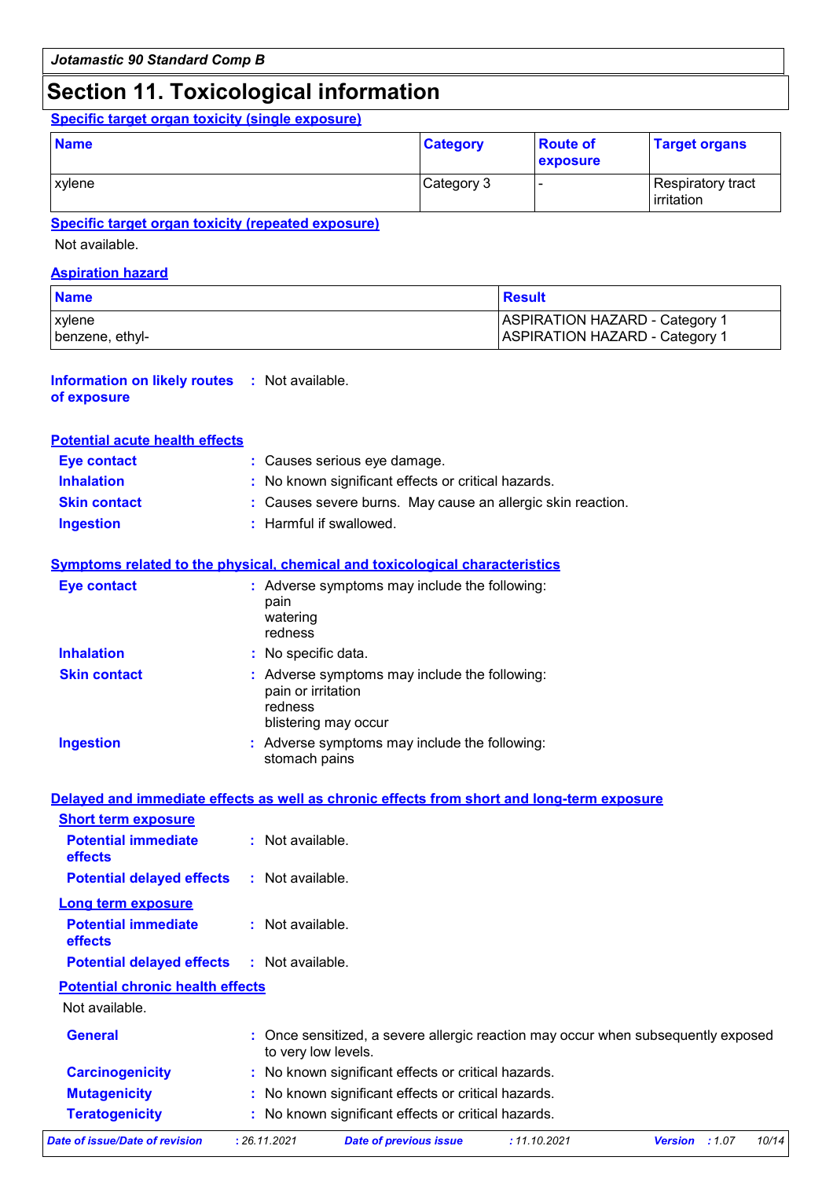# Section 11. Toxicological information

**Specific target organ toxicity (single exposure)**

| Name | Category | Route of exposure | Target organs |
|---|---|---|---|
| xylene | Category 3 | - | Respiratory tract irritation |

**Specific target organ toxicity (repeated exposure)**

Not available.

**Aspiration hazard**

| Name | Result |
|---|---|
| xylene | ASPIRATION HAZARD - Category 1 |
| benzene, ethyl- | ASPIRATION HAZARD - Category 1 |

**Information on likely routes of exposure** : Not available.

**Potential acute health effects**

- **Eye contact** : Causes serious eye damage.
- **Inhalation** : No known significant effects or critical hazards.
- **Skin contact** : Causes severe burns. May cause an allergic skin reaction.
- **Ingestion** : Harmful if swallowed.

**Symptoms related to the physical, chemical and toxicological characteristics**

- **Eye contact** : Adverse symptoms may include the following:
  pain
  watering
  redness
- **Inhalation** : No specific data.
- **Skin contact** : Adverse symptoms may include the following:
  pain or irritation
  redness
  blistering may occur
- **Ingestion** : Adverse symptoms may include the following:
  stomach pains

**Delayed and immediate effects as well as chronic effects from short and long-term exposure**

**Short term exposure**

- **Potential immediate effects** : Not available.
- **Potential delayed effects** : Not available.

**Long term exposure**

- **Potential immediate effects** : Not available.
- **Potential delayed effects** : Not available.

**Potential chronic health effects**

Not available.

- **General** : Once sensitized, a severe allergic reaction may occur when subsequently exposed to very low levels.
- **Carcinogenicity** : No known significant effects or critical hazards.
- **Mutagenicity** : No known significant effects or critical hazards.
- **Teratogenicity** : No known significant effects or critical hazards.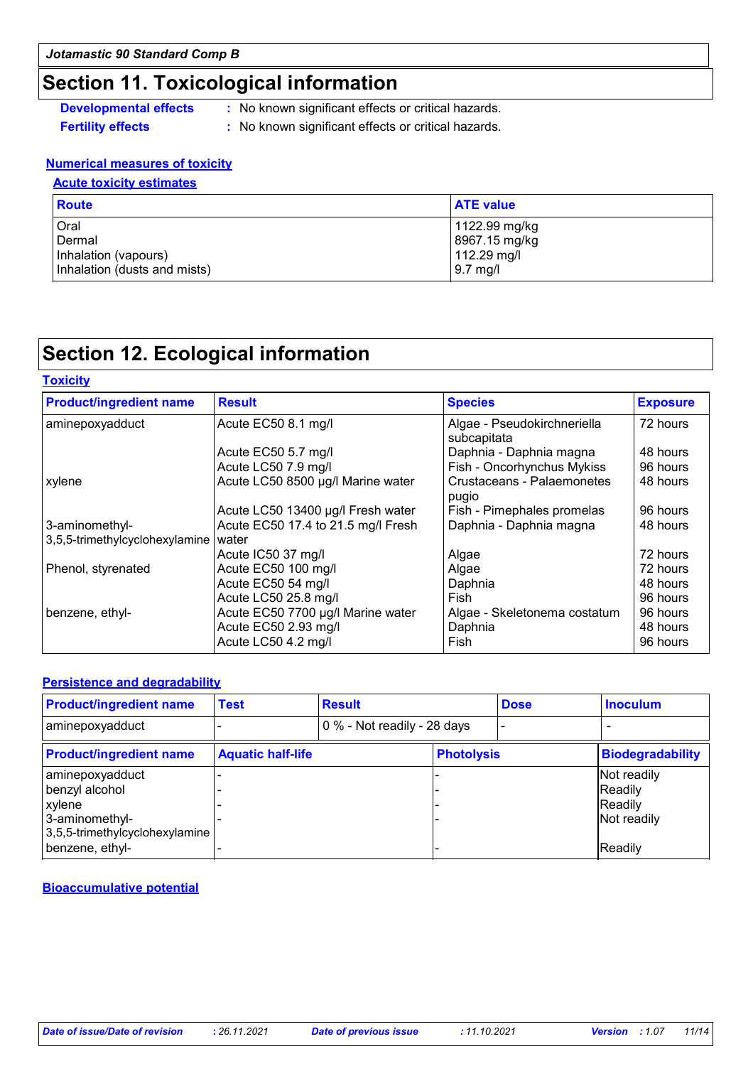## Section 11. Toxicological information

**Developmental effects** : No known significant effects or critical hazards.

**Fertility effects** : No known significant effects or critical hazards.

### Numerical measures of toxicity

#### Acute toxicity estimates

| Route | ATE value |
|---|---|
| Oral | 1122.99 mg/kg |
| Dermal | 8967.15 mg/kg |
| Inhalation (vapours) | 112.29 mg/l |
| Inhalation (dusts and mists) | 9.7 mg/l |

## Section 12. Ecological information

### Toxicity

| Product/ingredient name | Result | Species | Exposure |
|---|---|---|---|
| aminepoxyadduct | Acute EC50 8.1 mg/l | Algae - Pseudokirchneriella subcapitata | 72 hours |
| | Acute EC50 5.7 mg/l | Daphnia - Daphnia magna | 48 hours |
| | Acute LC50 7.9 mg/l | Fish - Oncorhynchus Mykiss | 96 hours |
| xylene | Acute LC50 8500 µg/l Marine water | Crustaceans - Palaemonetes pugio | 48 hours |
| | Acute LC50 13400 µg/l Fresh water | Fish - Pimephales promelas | 96 hours |
| 3-aminomethyl-3,5,5-trimethylcyclohexylamine | Acute EC50 17.4 to 21.5 mg/l Fresh water | Daphnia - Daphnia magna | 48 hours |
| | Acute IC50 37 mg/l | Algae | 72 hours |
| Phenol, styrenated | Acute EC50 100 mg/l | Algae | 72 hours |
| | Acute EC50 54 mg/l | Daphnia | 48 hours |
| | Acute LC50 25.8 mg/l | Fish | 96 hours |
| benzene, ethyl- | Acute EC50 7700 µg/l Marine water | Algae - Skeletonema costatum | 96 hours |
| | Acute EC50 2.93 mg/l | Daphnia | 48 hours |
| | Acute LC50 4.2 mg/l | Fish | 96 hours |

### Persistence and degradability

| Product/ingredient name | Test | Result | Dose | Inoculum |
|---|---|---|---|---|
| aminepoxyadduct | - | 0 % - Not readily - 28 days | - | - |

| Product/ingredient name | Aquatic half-life | Photolysis | Biodegradability |
|---|---|---|---|
| aminepoxyadduct | - | - | Not readily |
| benzyl alcohol | - | - | Readily |
| xylene | - | - | Readily |
| 3-aminomethyl-3,5,5-trimethylcyclohexylamine | - | - | Not readily |
| benzene, ethyl- | - | - | Readily |

### Bioaccumulative potential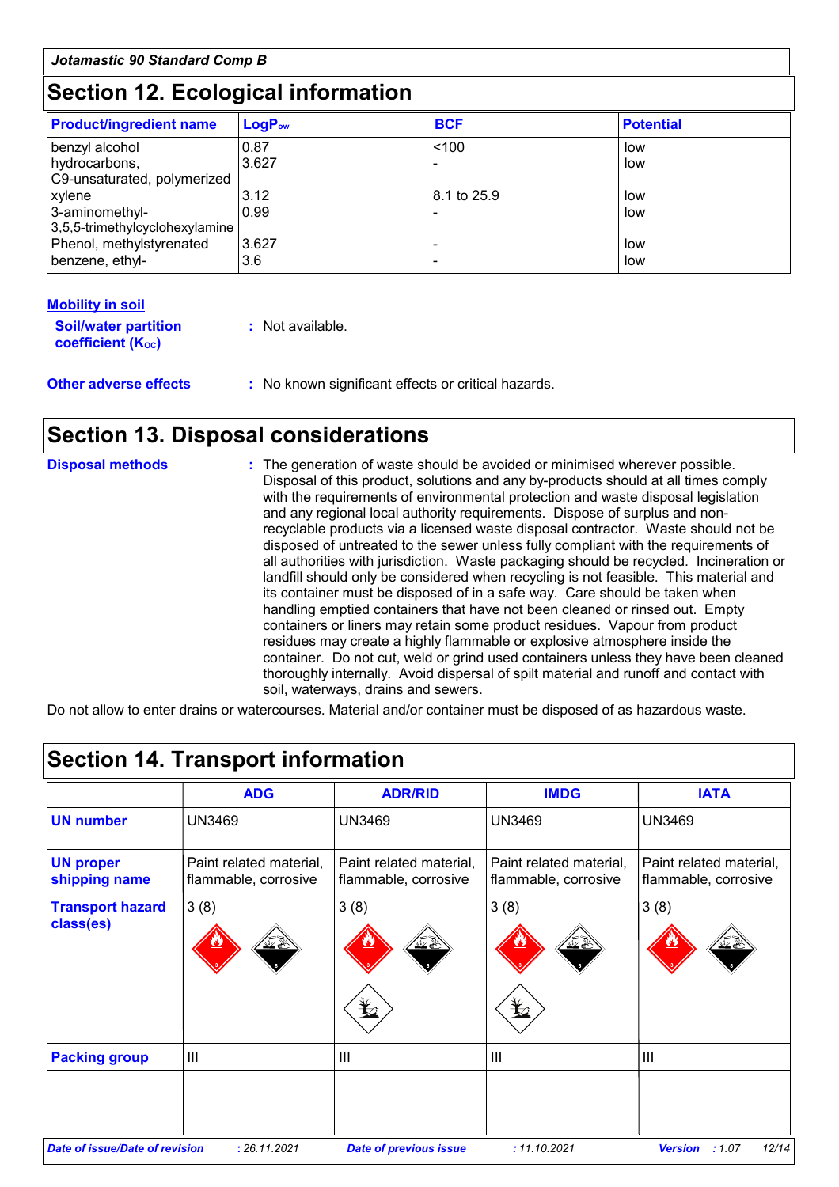## Section 12. Ecological information

| Product/ingredient name | $LogP_{ow}$ | BCF | Potential |
|---|---|---|---|
| benzyl alcohol | 0.87 | <100 | low |
| hydrocarbons, C9-unsaturated, polymerized | 3.627 | - | low |
| xylene | 3.12 | 8.1 to 25.9 | low |
| 3-aminomethyl-3,5,5-trimethylcyclohexylamine | 0.99 | - | low |
| Phenol, methylstyrenated | 3.627 | - | low |
| benzene, ethyl- | 3.6 | - | low |

**Mobility in soil**

**Soil/water partition coefficient ($K_{OC}$)** : Not available.

**Other adverse effects** : No known significant effects or critical hazards.

## Section 13. Disposal considerations

**Disposal methods** : The generation of waste should be avoided or minimised wherever possible. Disposal of this product, solutions and any by-products should at all times comply with the requirements of environmental protection and waste disposal legislation and any regional local authority requirements. Dispose of surplus and non-recyclable products via a licensed waste disposal contractor. Waste should not be disposed of untreated to the sewer unless fully compliant with the requirements of all authorities with jurisdiction. Waste packaging should be recycled. Incineration or landfill should only be considered when recycling is not feasible. This material and its container must be disposed of in a safe way. Care should be taken when handling emptied containers that have not been cleaned or rinsed out. Empty containers or liners may retain some product residues. Vapour from product residues may create a highly flammable or explosive atmosphere inside the container. Do not cut, weld or grind used containers unless they have been cleaned thoroughly internally. Avoid dispersal of spilt material and runoff and contact with soil, waterways, drains and sewers.

Do not allow to enter drains or watercourses. Material and/or container must be disposed of as hazardous waste.

## Section 14. Transport information

| | ADG | ADR/RID | IMDG | IATA |
|---|---|---|---|---|
| **UN number** | UN3469 | UN3469 | UN3469 | UN3469 |
| **UN proper shipping name** | Paint related material, flammable, corrosive | Paint related material, flammable, corrosive | Paint related material, flammable, corrosive | Paint related material, flammable, corrosive |
| **Transport hazard class(es)** | 3 (8) | 3 (8) | 3 (8) | 3 (8) |
| **Packing group** | III | III | III | III |
| | | | | |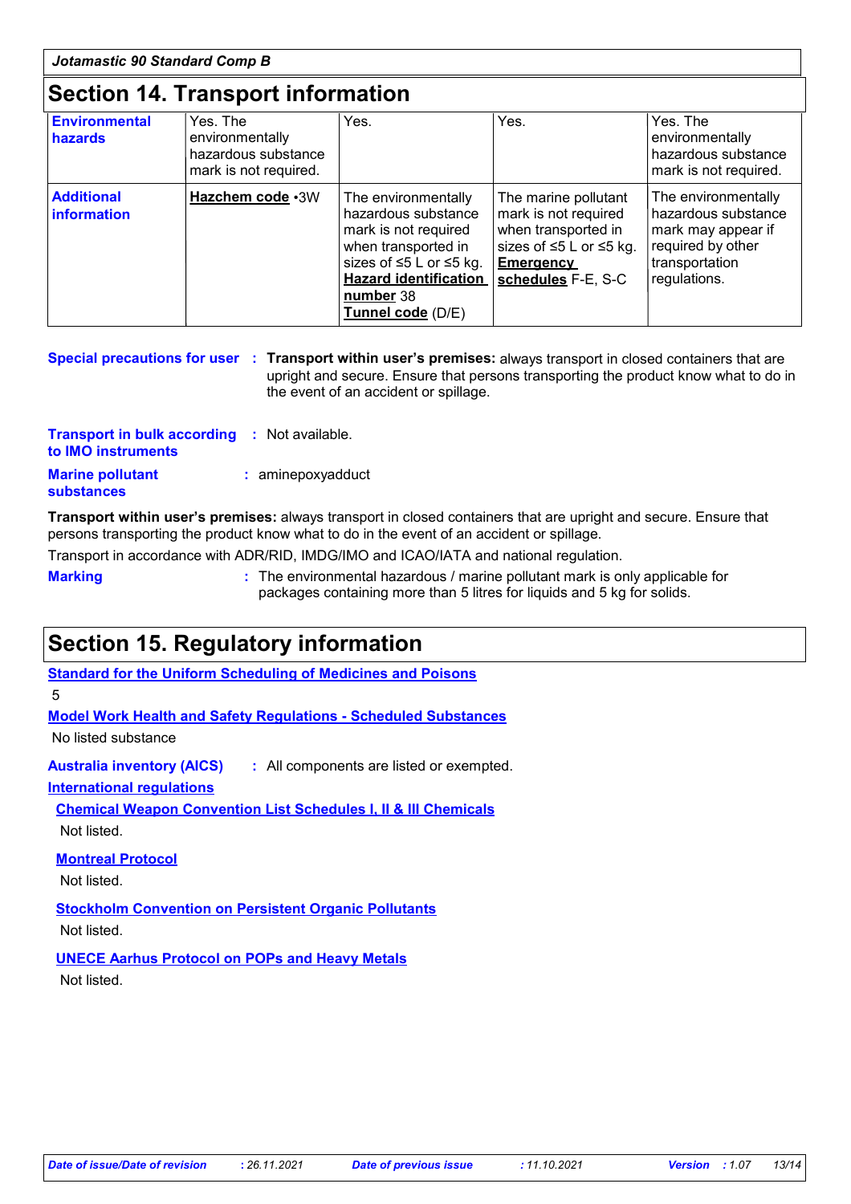## Section 14. Transport information

| | | | | |
|---|---|---|---|---|
| **Environmental hazards** | Yes. The environmentally hazardous substance mark is not required. | Yes. | Yes. | Yes. The environmentally hazardous substance mark is not required. |
| **Additional information** | **Hazchem code** •3W | The environmentally hazardous substance mark is not required when transported in sizes of ≤5 L or ≤5 kg. **Hazard identification number** 38 **Tunnel code** (D/E) | The marine pollutant mark is not required when transported in sizes of ≤5 L or ≤5 kg. **Emergency schedules** F-E, S-C | The environmentally hazardous substance mark may appear if required by other transportation regulations. |

**Special precautions for user** : **Transport within user's premises:** always transport in closed containers that are upright and secure. Ensure that persons transporting the product know what to do in the event of an accident or spillage.

**Transport in bulk according to IMO instruments** : Not available.

**Marine pollutant substances** : aminepoxyadduct

**Transport within user's premises:** always transport in closed containers that are upright and secure. Ensure that persons transporting the product know what to do in the event of an accident or spillage.

Transport in accordance with ADR/RID, IMDG/IMO and ICAO/IATA and national regulation.

**Marking** : The environmental hazardous / marine pollutant mark is only applicable for packages containing more than 5 litres for liquids and 5 kg for solids.

## Section 15. Regulatory information

**Standard for the Uniform Scheduling of Medicines and Poisons**

5

**Model Work Health and Safety Regulations - Scheduled Substances**

No listed substance

**Australia inventory (AICS)** : All components are listed or exempted.

**International regulations**

**Chemical Weapon Convention List Schedules I, II & III Chemicals**

Not listed.

**Montreal Protocol**

Not listed.

**Stockholm Convention on Persistent Organic Pollutants**

Not listed.

**UNECE Aarhus Protocol on POPs and Heavy Metals**

Not listed.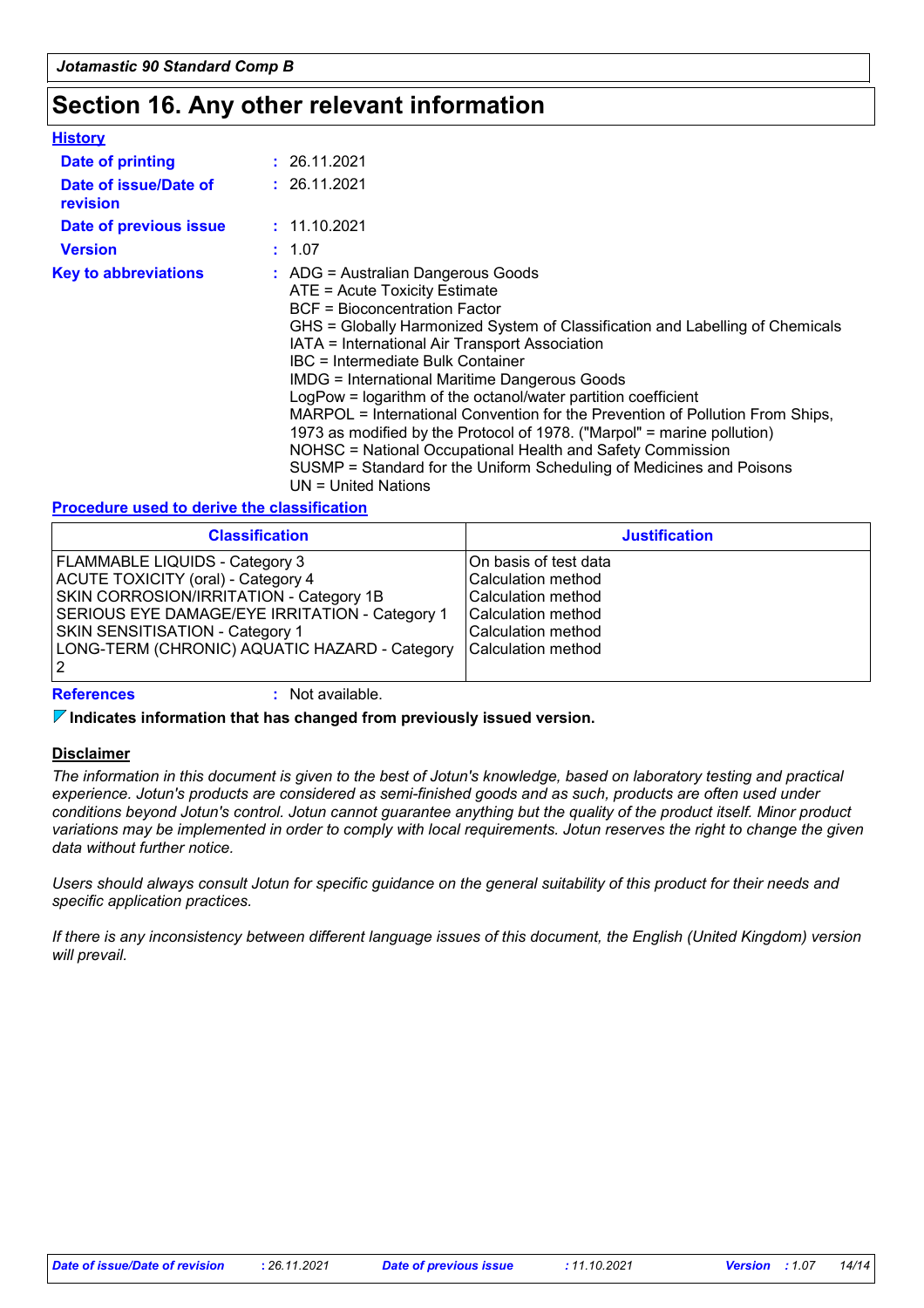# Section 16. Any other relevant information

**History**

**Date of printing** : 26.11.2021

**Date of issue/Date of revision** : 26.11.2021

**Date of previous issue** : 11.10.2021

**Version** : 1.07

**Key to abbreviations** : ADG = Australian Dangerous Goods
ATE = Acute Toxicity Estimate
BCF = Bioconcentration Factor
GHS = Globally Harmonized System of Classification and Labelling of Chemicals
IATA = International Air Transport Association
IBC = Intermediate Bulk Container
IMDG = International Maritime Dangerous Goods
LogPow = logarithm of the octanol/water partition coefficient
MARPOL = International Convention for the Prevention of Pollution From Ships, 1973 as modified by the Protocol of 1978. ("Marpol" = marine pollution)
NOHSC = National Occupational Health and Safety Commission
SUSMP = Standard for the Uniform Scheduling of Medicines and Poisons
UN = United Nations

**Procedure used to derive the classification**

| Classification | Justification |
| --- | --- |
| FLAMMABLE LIQUIDS - Category 3 | On basis of test data |
| ACUTE TOXICITY (oral) - Category 4 | Calculation method |
| SKIN CORROSION/IRRITATION - Category 1B | Calculation method |
| SERIOUS EYE DAMAGE/EYE IRRITATION - Category 1 | Calculation method |
| SKIN SENSITISATION - Category 1 | Calculation method |
| LONG-TERM (CHRONIC) AQUATIC HAZARD - Category 2 | Calculation method |

**References** : Not available.

**Indicates information that has changed from previously issued version.**

**Disclaimer**

*The information in this document is given to the best of Jotun's knowledge, based on laboratory testing and practical experience. Jotun's products are considered as semi-finished goods and as such, products are often used under conditions beyond Jotun's control. Jotun cannot guarantee anything but the quality of the product itself. Minor product variations may be implemented in order to comply with local requirements. Jotun reserves the right to change the given data without further notice.*

*Users should always consult Jotun for specific guidance on the general suitability of this product for their needs and specific application practices.*

*If there is any inconsistency between different language issues of this document, the English (United Kingdom) version will prevail.*